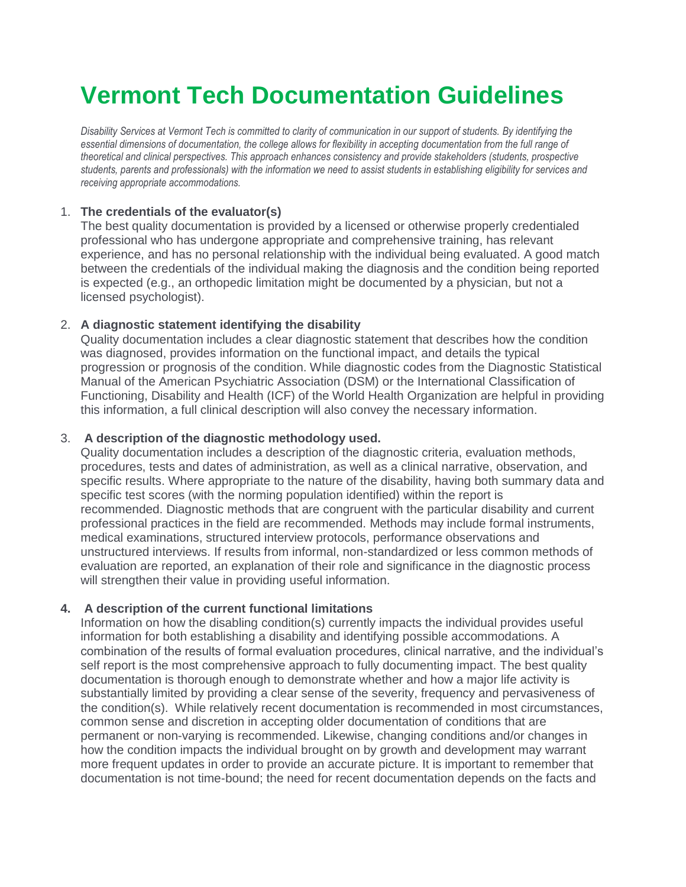# Vermont Tech Documentation Guidelines

*Disability Services at Vermont Tech is committed to clarity of communication in our support of students. By identifying the essential dimensions of documentation, the college allows for flexibility in accepting documentation from the full range of theoretical and clinical perspectives. This approach enhances consistency and provide stakeholders (students, prospective students, parents and professionals) with the information we need to assist students in establishing eligibility for services and receiving appropriate accommodations.*

1. **The credentials of the evaluator(s)**
   The best quality documentation is provided by a licensed or otherwise properly credentialed professional who has undergone appropriate and comprehensive training, has relevant experience, and has no personal relationship with the individual being evaluated. A good match between the credentials of the individual making the diagnosis and the condition being reported is expected (e.g., an orthopedic limitation might be documented by a physician, but not a licensed psychologist).

2. **A diagnostic statement identifying the disability**
   Quality documentation includes a clear diagnostic statement that describes how the condition was diagnosed, provides information on the functional impact, and details the typical progression or prognosis of the condition. While diagnostic codes from the Diagnostic Statistical Manual of the American Psychiatric Association (DSM) or the International Classification of Functioning, Disability and Health (ICF) of the World Health Organization are helpful in providing this information, a full clinical description will also convey the necessary information.

3. **A description of the diagnostic methodology used.**
   Quality documentation includes a description of the diagnostic criteria, evaluation methods, procedures, tests and dates of administration, as well as a clinical narrative, observation, and specific results. Where appropriate to the nature of the disability, having both summary data and specific test scores (with the norming population identified) within the report is recommended. Diagnostic methods that are congruent with the particular disability and current professional practices in the field are recommended. Methods may include formal instruments, medical examinations, structured interview protocols, performance observations and unstructured interviews. If results from informal, non-standardized or less common methods of evaluation are reported, an explanation of their role and significance in the diagnostic process will strengthen their value in providing useful information.

4. **A description of the current functional limitations**
   Information on how the disabling condition(s) currently impacts the individual provides useful information for both establishing a disability and identifying possible accommodations. A combination of the results of formal evaluation procedures, clinical narrative, and the individual's self report is the most comprehensive approach to fully documenting impact. The best quality documentation is thorough enough to demonstrate whether and how a major life activity is substantially limited by providing a clear sense of the severity, frequency and pervasiveness of the condition(s). While relatively recent documentation is recommended in most circumstances, common sense and discretion in accepting older documentation of conditions that are permanent or non-varying is recommended. Likewise, changing conditions and/or changes in how the condition impacts the individual brought on by growth and development may warrant more frequent updates in order to provide an accurate picture. It is important to remember that documentation is not time-bound; the need for recent documentation depends on the facts and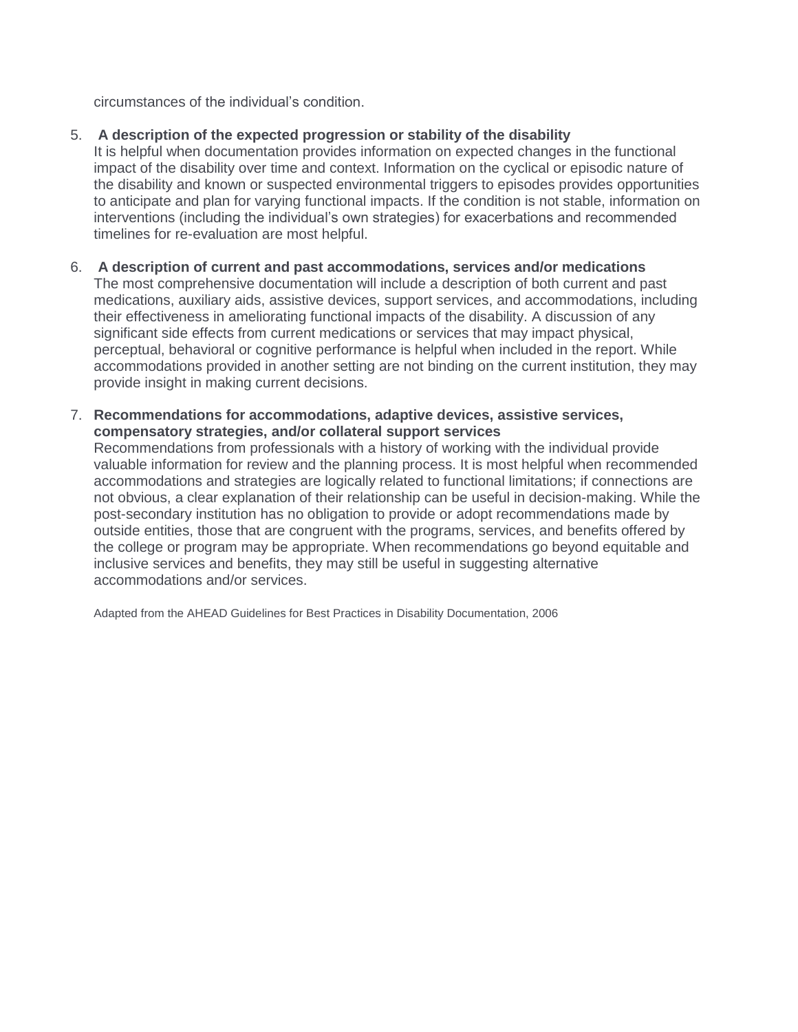circumstances of the individual's condition.

5. **A description of the expected progression or stability of the disability**
   It is helpful when documentation provides information on expected changes in the functional impact of the disability over time and context. Information on the cyclical or episodic nature of the disability and known or suspected environmental triggers to episodes provides opportunities to anticipate and plan for varying functional impacts. If the condition is not stable, information on interventions (including the individual's own strategies) for exacerbations and recommended timelines for re-evaluation are most helpful.

6. **A description of current and past accommodations, services and/or medications**
   The most comprehensive documentation will include a description of both current and past medications, auxiliary aids, assistive devices, support services, and accommodations, including their effectiveness in ameliorating functional impacts of the disability. A discussion of any significant side effects from current medications or services that may impact physical, perceptual, behavioral or cognitive performance is helpful when included in the report. While accommodations provided in another setting are not binding on the current institution, they may provide insight in making current decisions.

7. **Recommendations for accommodations, adaptive devices, assistive services, compensatory strategies, and/or collateral support services**
   Recommendations from professionals with a history of working with the individual provide valuable information for review and the planning process. It is most helpful when recommended accommodations and strategies are logically related to functional limitations; if connections are not obvious, a clear explanation of their relationship can be useful in decision-making. While the post-secondary institution has no obligation to provide or adopt recommendations made by outside entities, those that are congruent with the programs, services, and benefits offered by the college or program may be appropriate. When recommendations go beyond equitable and inclusive services and benefits, they may still be useful in suggesting alternative accommodations and/or services.

Adapted from the AHEAD Guidelines for Best Practices in Disability Documentation, 2006